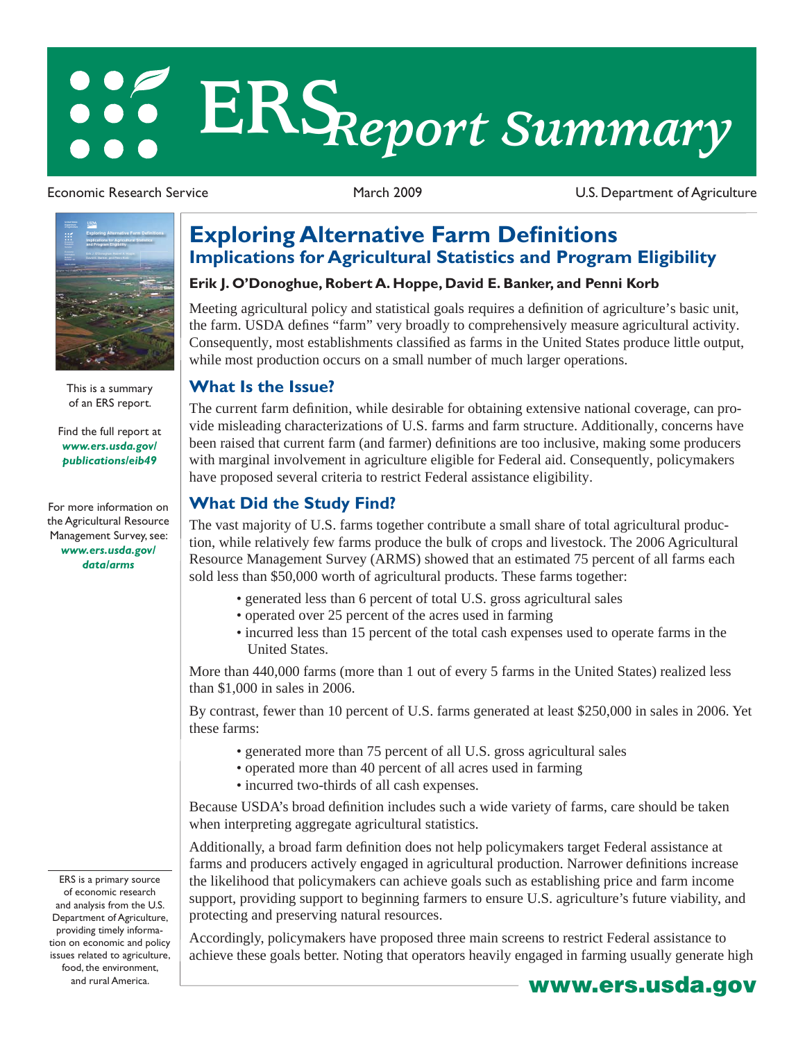# ERS Report Summary

Economic Research Service | March 2009 | U.S. Department of Agriculture

This is a summary of an ERS report.

Find the full report at ***www.ers.usda.gov/publications/eib49***

For more information on the Agricultural Resource Management Survey, see: ***www.ers.usda.gov/data/arms***

ERS is a primary source of economic research and analysis from the U.S. Department of Agriculture, providing timely information on economic and policy issues related to agriculture, food, the environment, and rural America.

## Exploring Alternative Farm Definitions

### Implications for Agricultural Statistics and Program Eligibility

**Erik J. O'Donoghue, Robert A. Hoppe, David E. Banker, and Penni Korb**

Meeting agricultural policy and statistical goals requires a definition of agriculture's basic unit, the farm. USDA defines "farm" very broadly to comprehensively measure agricultural activity. Consequently, most establishments classified as farms in the United States produce little output, while most production occurs on a small number of much larger operations.

### What Is the Issue?

The current farm definition, while desirable for obtaining extensive national coverage, can provide misleading characterizations of U.S. farms and farm structure. Additionally, concerns have been raised that current farm (and farmer) definitions are too inclusive, making some producers with marginal involvement in agriculture eligible for Federal aid. Consequently, policymakers have proposed several criteria to restrict Federal assistance eligibility.

### What Did the Study Find?

The vast majority of U.S. farms together contribute a small share of total agricultural production, while relatively few farms produce the bulk of crops and livestock. The 2006 Agricultural Resource Management Survey (ARMS) showed that an estimated 75 percent of all farms each sold less than $50,000 worth of agricultural products. These farms together:

- generated less than 6 percent of total U.S. gross agricultural sales
- operated over 25 percent of the acres used in farming
- incurred less than 15 percent of the total cash expenses used to operate farms in the United States.

More than 440,000 farms (more than 1 out of every 5 farms in the United States) realized less than $1,000 in sales in 2006.

By contrast, fewer than 10 percent of U.S. farms generated at least $250,000 in sales in 2006. Yet these farms:

- generated more than 75 percent of all U.S. gross agricultural sales
- operated more than 40 percent of all acres used in farming
- incurred two-thirds of all cash expenses.

Because USDA's broad definition includes such a wide variety of farms, care should be taken when interpreting aggregate agricultural statistics.

Additionally, a broad farm definition does not help policymakers target Federal assistance at farms and producers actively engaged in agricultural production. Narrower definitions increase the likelihood that policymakers can achieve goals such as establishing price and farm income support, providing support to beginning farmers to ensure U.S. agriculture's future viability, and protecting and preserving natural resources.

Accordingly, policymakers have proposed three main screens to restrict Federal assistance to achieve these goals better. Noting that operators heavily engaged in farming usually generate high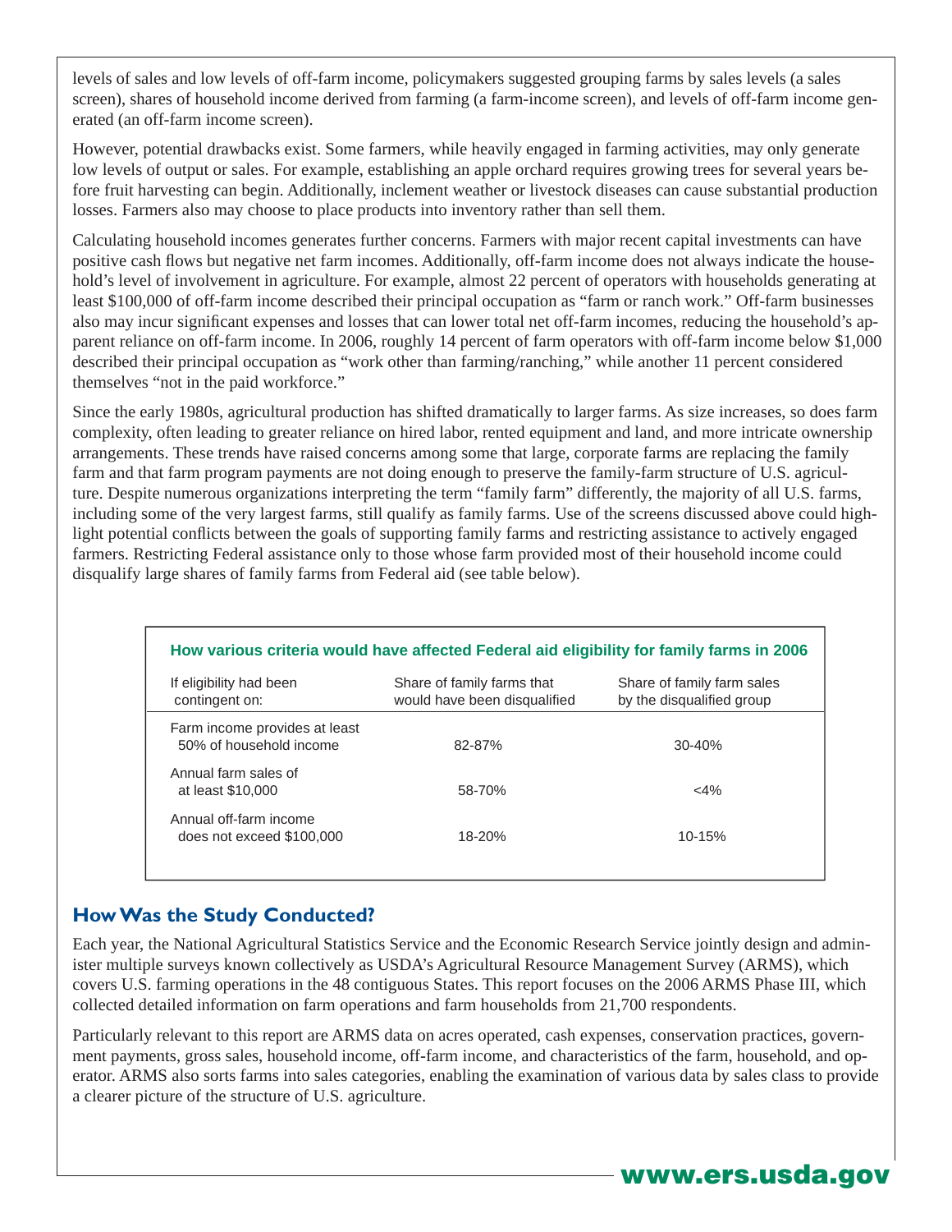levels of sales and low levels of off-farm income, policymakers suggested grouping farms by sales levels (a sales screen), shares of household income derived from farming (a farm-income screen), and levels of off-farm income generated (an off-farm income screen).

However, potential drawbacks exist. Some farmers, while heavily engaged in farming activities, may only generate low levels of output or sales. For example, establishing an apple orchard requires growing trees for several years before fruit harvesting can begin. Additionally, inclement weather or livestock diseases can cause substantial production losses. Farmers also may choose to place products into inventory rather than sell them.

Calculating household incomes generates further concerns. Farmers with major recent capital investments can have positive cash flows but negative net farm incomes. Additionally, off-farm income does not always indicate the household's level of involvement in agriculture. For example, almost 22 percent of operators with households generating at least $100,000 of off-farm income described their principal occupation as "farm or ranch work." Off-farm businesses also may incur significant expenses and losses that can lower total net off-farm incomes, reducing the household's apparent reliance on off-farm income. In 2006, roughly 14 percent of farm operators with off-farm income below $1,000 described their principal occupation as "work other than farming/ranching," while another 11 percent considered themselves "not in the paid workforce."

Since the early 1980s, agricultural production has shifted dramatically to larger farms. As size increases, so does farm complexity, often leading to greater reliance on hired labor, rented equipment and land, and more intricate ownership arrangements. These trends have raised concerns among some that large, corporate farms are replacing the family farm and that farm program payments are not doing enough to preserve the family-farm structure of U.S. agriculture. Despite numerous organizations interpreting the term "family farm" differently, the majority of all U.S. farms, including some of the very largest farms, still qualify as family farms. Use of the screens discussed above could highlight potential conflicts between the goals of supporting family farms and restricting assistance to actively engaged farmers. Restricting Federal assistance only to those whose farm provided most of their household income could disqualify large shares of family farms from Federal aid (see table below).

**How various criteria would have affected Federal aid eligibility for family farms in 2006**

| If eligibility had been contingent on: | Share of family farms that would have been disqualified | Share of family farm sales by the disqualified group |
|---|---|---|
| Farm income provides at least 50% of household income | 82-87% | 30-40% |
| Annual farm sales of at least $10,000 | 58-70% | <4% |
| Annual off-farm income does not exceed $100,000 | 18-20% | 10-15% |

## How Was the Study Conducted?

Each year, the National Agricultural Statistics Service and the Economic Research Service jointly design and administer multiple surveys known collectively as USDA's Agricultural Resource Management Survey (ARMS), which covers U.S. farming operations in the 48 contiguous States. This report focuses on the 2006 ARMS Phase III, which collected detailed information on farm operations and farm households from 21,700 respondents.

Particularly relevant to this report are ARMS data on acres operated, cash expenses, conservation practices, government payments, gross sales, household income, off-farm income, and characteristics of the farm, household, and operator. ARMS also sorts farms into sales categories, enabling the examination of various data by sales class to provide a clearer picture of the structure of U.S. agriculture.